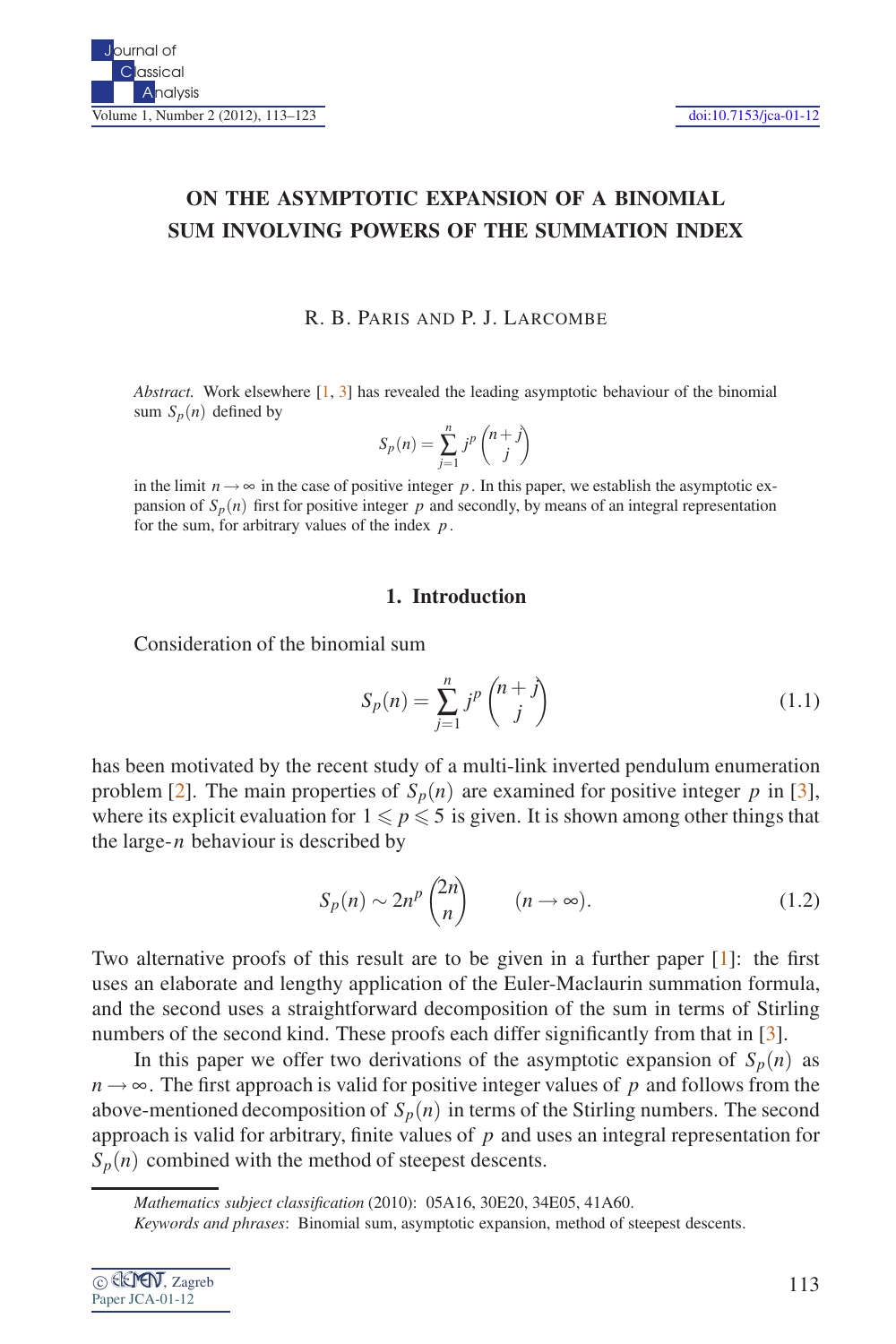# ON THE ASYMPTOTIC EXPANSION OF A BINOMIAL SUM INVOLVING POWERS OF THE SUMMATION INDEX

R. B. PARIS AND P. J. LARCOMBE

*Abstract.* Work elsewhere [1, 3] has revealed the leading asymptotic behaviour of the binomial sum $S_p(n)$ defined by

$$S_p(n) = \sum_{j=1}^{n} j^p \binom{n+j}{j}$$

in the limit $n \to \infty$ in the case of positive integer $p$. In this paper, we establish the asymptotic expansion of $S_p(n)$ first for positive integer $p$ and secondly, by means of an integral representation for the sum, for arbitrary values of the index $p$.

## 1. Introduction

Consideration of the binomial sum

$$S_p(n) = \sum_{j=1}^{n} j^p \binom{n+j}{j} \tag{1.1}$$

has been motivated by the recent study of a multi-link inverted pendulum enumeration problem [2]. The main properties of $S_p(n)$ are examined for positive integer $p$ in [3], where its explicit evaluation for $1 \leqslant p \leqslant 5$ is given. It is shown among other things that the large-$n$ behaviour is described by

$$S_p(n) \sim 2n^p \binom{2n}{n} \qquad (n \to \infty). \tag{1.2}$$

Two alternative proofs of this result are to be given in a further paper [1]: the first uses an elaborate and lengthy application of the Euler-Maclaurin summation formula, and the second uses a straightforward decomposition of the sum in terms of Stirling numbers of the second kind. These proofs each differ significantly from that in [3].

In this paper we offer two derivations of the asymptotic expansion of $S_p(n)$ as $n \to \infty$. The first approach is valid for positive integer values of $p$ and follows from the above-mentioned decomposition of $S_p(n)$ in terms of the Stirling numbers. The second approach is valid for arbitrary, finite values of $p$ and uses an integral representation for $S_p(n)$ combined with the method of steepest descents.

*Mathematics subject classification* (2010): 05A16, 30E20, 34E05, 41A60.

*Keywords and phrases*: Binomial sum, asymptotic expansion, method of steepest descents.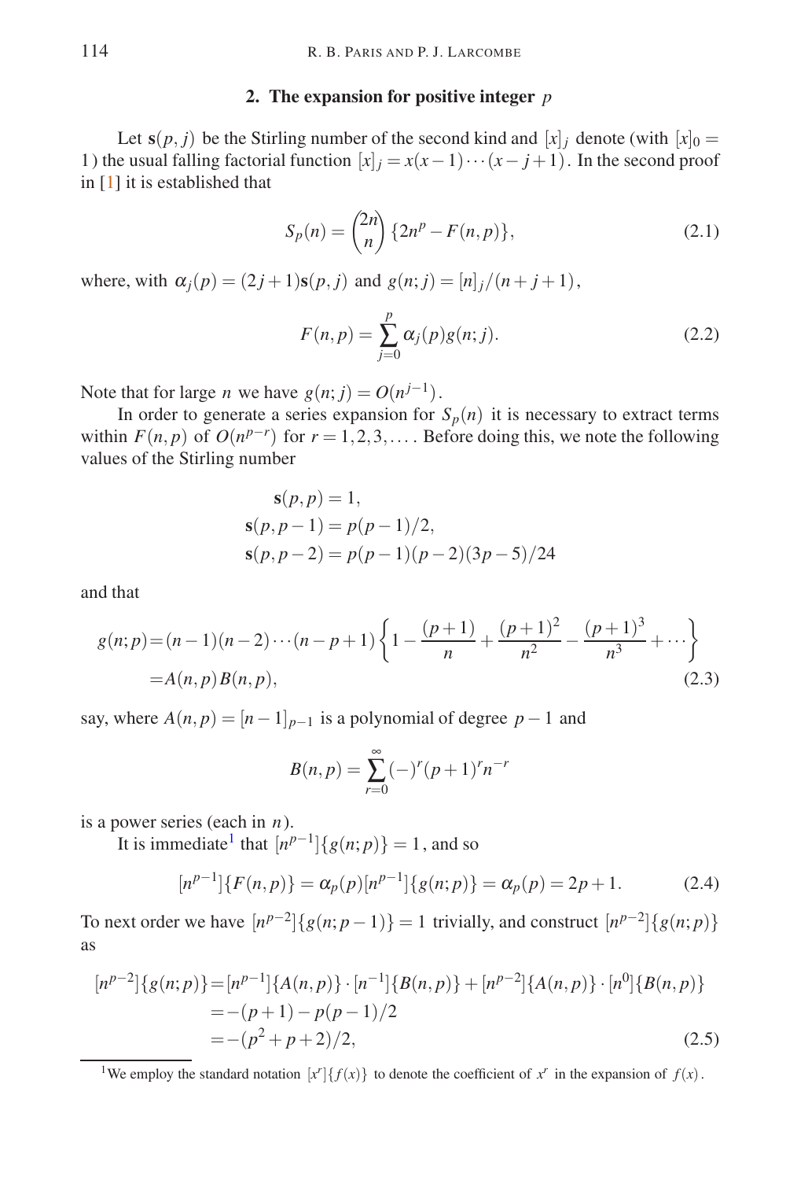## 2. The expansion for positive integer $p$

Let $\mathbf{s}(p,j)$ be the Stirling number of the second kind and $[x]_j$ denote (with $[x]_0 = 1$) the usual falling factorial function $[x]_j = x(x-1)\cdots(x-j+1)$. In the second proof in [1] it is established that

$$S_p(n) = \binom{2n}{n}\{2n^p - F(n,p)\}, \tag{2.1}$$

where, with $\alpha_j(p) = (2j+1)\mathbf{s}(p,j)$ and $g(n;j) = [n]_j/(n+j+1)$,

$$F(n,p) = \sum_{j=0}^{p} \alpha_j(p) g(n;j). \tag{2.2}$$

Note that for large $n$ we have $g(n;j) = O(n^{j-1})$.

In order to generate a series expansion for $S_p(n)$ it is necessary to extract terms within $F(n,p)$ of $O(n^{p-r})$ for $r = 1,2,3,\ldots$. Before doing this, we note the following values of the Stirling number

$$\begin{aligned}
\mathbf{s}(p,p) &= 1,\\
\mathbf{s}(p,p-1) &= p(p-1)/2,\\
\mathbf{s}(p,p-2) &= p(p-1)(p-2)(3p-5)/24
\end{aligned}$$

and that

$$\begin{aligned}
g(n;p) &= (n-1)(n-2)\cdots(n-p+1)\left\{1 - \frac{(p+1)}{n} + \frac{(p+1)^2}{n^2} - \frac{(p+1)^3}{n^3} + \cdots\right\}\\
&= A(n,p)B(n,p),
\end{aligned} \tag{2.3}$$

say, where $A(n,p) = [n-1]_{p-1}$ is a polynomial of degree $p-1$ and

$$B(n,p) = \sum_{r=0}^{\infty} (-)^r (p+1)^r n^{-r}$$

is a power series (each in $n$).

It is immediate[1] that $[n^{p-1}]\{g(n;p)\} = 1$, and so

$$[n^{p-1}]\{F(n,p)\} = \alpha_p(p)[n^{p-1}]\{g(n;p)\} = \alpha_p(p) = 2p+1. \tag{2.4}$$

To next order we have $[n^{p-2}]\{g(n;p-1)\} = 1$ trivially, and construct $[n^{p-2}]\{g(n;p)\}$ as

$$\begin{aligned}
[n^{p-2}]\{g(n;p)\} &= [n^{p-1}]\{A(n,p)\}\cdot[n^{-1}]\{B(n,p)\} + [n^{p-2}]\{A(n,p)\}\cdot[n^0]\{B(n,p)\}\\
&= -(p+1) - p(p-1)/2\\
&= -(p^2+p+2)/2,
\end{aligned} \tag{2.5}$$

[1] We employ the standard notation $[x^r]\{f(x)\}$ to denote the coefficient of $x^r$ in the expansion of $f(x)$.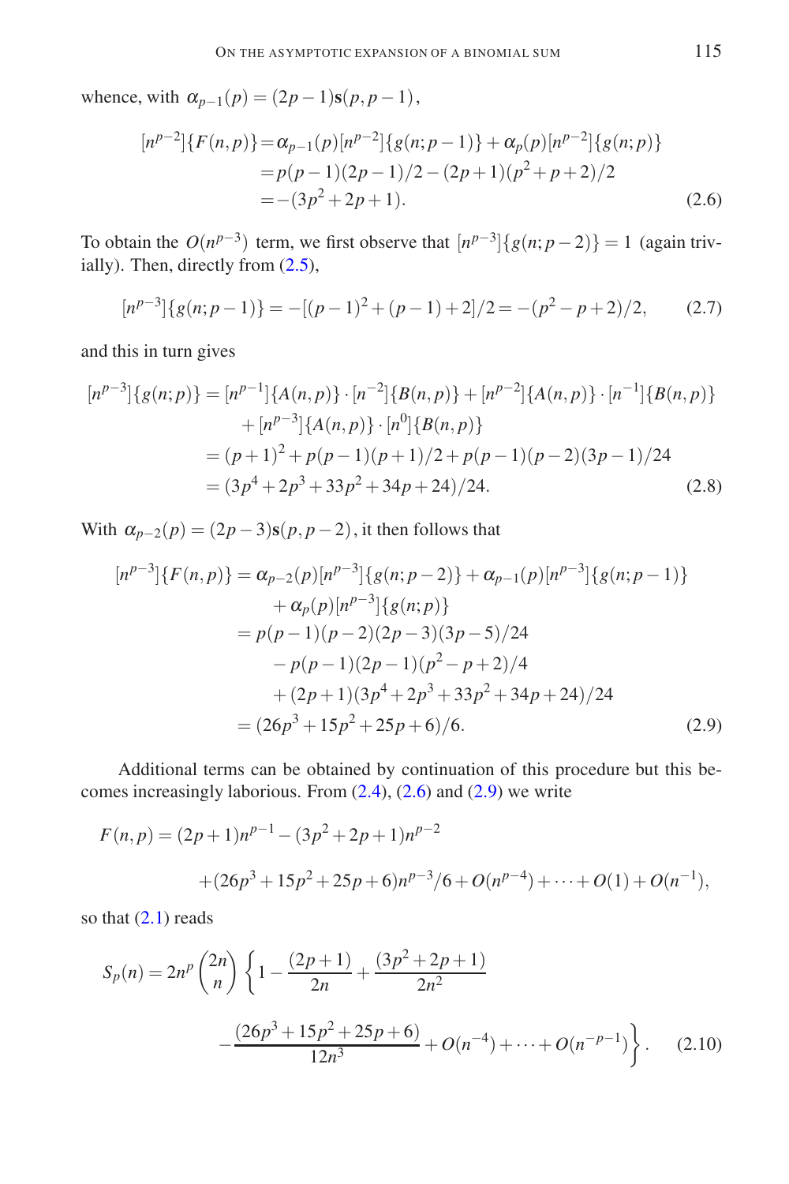whence, with $\alpha_{p-1}(p) = (2p-1)\mathbf{s}(p, p-1)$,

$$
\begin{aligned}
[n^{p-2}]\{F(n,p)\} &= \alpha_{p-1}(p)[n^{p-2}]\{g(n;p-1)\} + \alpha_p(p)[n^{p-2}]\{g(n;p)\} \\
&= p(p-1)(2p-1)/2 - (2p+1)(p^2+p+2)/2 \\
&= -(3p^2+2p+1). 
\end{aligned}
\tag{2.6}
$$

To obtain the $O(n^{p-3})$ term, we first observe that $[n^{p-3}]\{g(n;p-2)\} = 1$ (again trivially). Then, directly from (2.5),

$$
[n^{p-3}]\{g(n;p-1)\} = -[(p-1)^2 + (p-1) + 2]/2 = -(p^2 - p + 2)/2, \tag{2.7}
$$

and this in turn gives

$$
\begin{aligned}
[n^{p-3}]\{g(n;p)\} &= [n^{p-1}]\{A(n,p)\} \cdot [n^{-2}]\{B(n,p)\} + [n^{p-2}]\{A(n,p)\} \cdot [n^{-1}]\{B(n,p)\} \\
&\quad + [n^{p-3}]\{A(n,p)\} \cdot [n^{0}]\{B(n,p)\} \\
&= (p+1)^2 + p(p-1)(p+1)/2 + p(p-1)(p-2)(3p-1)/24 \\
&= (3p^4 + 2p^3 + 33p^2 + 34p + 24)/24. 
\end{aligned}
\tag{2.8}
$$

With $\alpha_{p-2}(p) = (2p-3)\mathbf{s}(p, p-2)$, it then follows that

$$
\begin{aligned}
[n^{p-3}]\{F(n,p)\} &= \alpha_{p-2}(p)[n^{p-3}]\{g(n;p-2)\} + \alpha_{p-1}(p)[n^{p-3}]\{g(n;p-1)\} \\
&\quad + \alpha_p(p)[n^{p-3}]\{g(n;p)\} \\
&= p(p-1)(p-2)(2p-3)(3p-5)/24 \\
&\quad - p(p-1)(2p-1)(p^2-p+2)/4 \\
&\quad + (2p+1)(3p^4+2p^3+33p^2+34p+24)/24 \\
&= (26p^3 + 15p^2 + 25p + 6)/6. 
\end{aligned}
\tag{2.9}
$$

Additional terms can be obtained by continuation of this procedure but this becomes increasingly laborious. From (2.4), (2.6) and (2.9) we write

$$
\begin{aligned}
F(n,p) &= (2p+1)n^{p-1} - (3p^2+2p+1)n^{p-2} \\
&\quad + (26p^3+15p^2+25p+6)n^{p-3}/6 + O(n^{p-4}) + \cdots + O(1) + O(n^{-1}),
\end{aligned}
$$

so that (2.1) reads

$$
\begin{aligned}
S_p(n) = 2n^p \binom{2n}{n} \Bigg\{ 1 &- \frac{(2p+1)}{2n} + \frac{(3p^2+2p+1)}{2n^2} \\
&- \frac{(26p^3+15p^2+25p+6)}{12n^3} + O(n^{-4}) + \cdots + O(n^{-p-1}) \Bigg\}.
\end{aligned}
\tag{2.10}
$$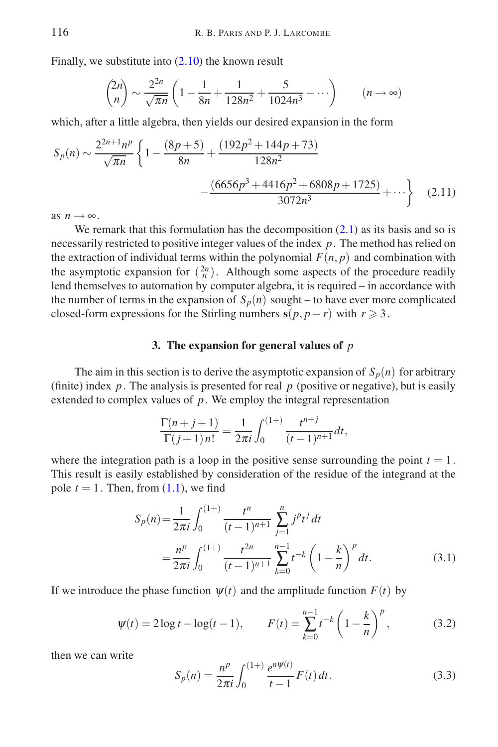Finally, we substitute into (2.10) the known result

$$\binom{2n}{n} \sim \frac{2^{2n}}{\sqrt{\pi n}} \left(1 - \frac{1}{8n} + \frac{1}{128n^2} + \frac{5}{1024n^3} - \cdots\right) \qquad (n \to \infty)$$

which, after a little algebra, then yields our desired expansion in the form

$$S_p(n) \sim \frac{2^{2n+1} n^p}{\sqrt{\pi n}} \left\{ 1 - \frac{(8p+5)}{8n} + \frac{(192p^2 + 144p + 73)}{128n^2} - \frac{(6656p^3 + 4416p^2 + 6808p + 1725)}{3072n^3} + \cdots \right\} \tag{2.11}$$

as $n \to \infty$.

We remark that this formulation has the decomposition (2.1) as its basis and so is necessarily restricted to positive integer values of the index $p$. The method has relied on the extraction of individual terms within the polynomial $F(n,p)$ and combination with the asymptotic expansion for $\binom{2n}{n}$. Although some aspects of the procedure readily lend themselves to automation by computer algebra, it is required – in accordance with the number of terms in the expansion of $S_p(n)$ sought – to have ever more complicated closed-form expressions for the Stirling numbers $\mathbf{s}(p, p-r)$ with $r \geqslant 3$.

## 3. The expansion for general values of $p$

The aim in this section is to derive the asymptotic expansion of $S_p(n)$ for arbitrary (finite) index $p$. The analysis is presented for real $p$ (positive or negative), but is easily extended to complex values of $p$. We employ the integral representation

$$\frac{\Gamma(n+j+1)}{\Gamma(j+1)n!} = \frac{1}{2\pi i} \int_0^{(1+)} \frac{t^{n+j}}{(t-1)^{n+1}} dt,$$

where the integration path is a loop in the positive sense surrounding the point $t = 1$. This result is easily established by consideration of the residue of the integrand at the pole $t = 1$. Then, from (1.1), we find

$$\begin{aligned} S_p(n) &= \frac{1}{2\pi i} \int_0^{(1+)} \frac{t^n}{(t-1)^{n+1}} \sum_{j=1}^{n} j^p t^j \, dt \\ &= \frac{n^p}{2\pi i} \int_0^{(1+)} \frac{t^{2n}}{(t-1)^{n+1}} \sum_{k=0}^{n-1} t^{-k} \left(1 - \frac{k}{n}\right)^p dt. \end{aligned} \tag{3.1}$$

If we introduce the phase function $\psi(t)$ and the amplitude function $F(t)$ by

$$\psi(t) = 2\log t - \log(t-1), \qquad F(t) = \sum_{k=0}^{n-1} t^{-k} \left(1 - \frac{k}{n}\right)^p, \tag{3.2}$$

then we can write

$$S_p(n) = \frac{n^p}{2\pi i} \int_0^{(1+)} \frac{e^{n\psi(t)}}{t-1} F(t) \, dt. \tag{3.3}$$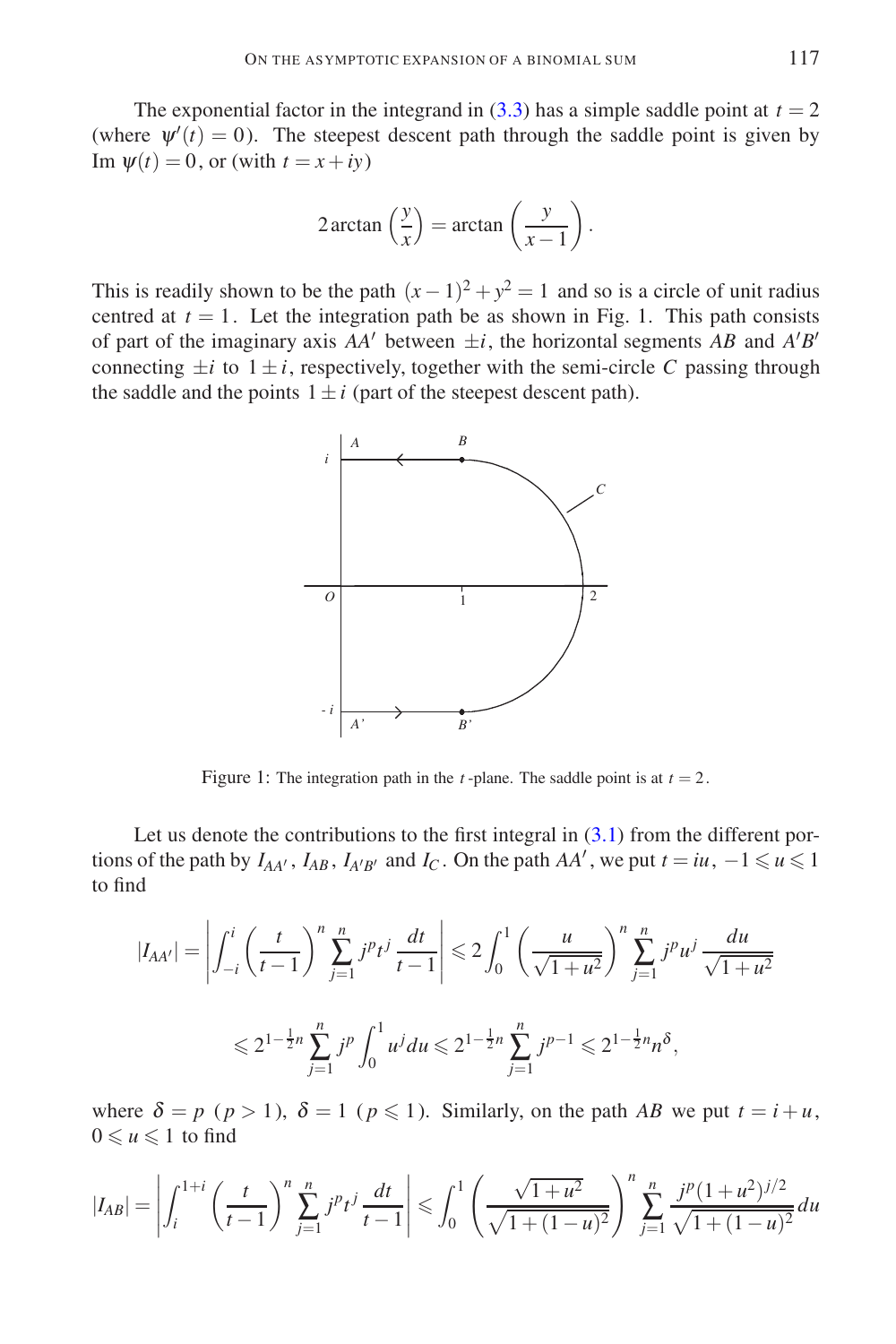The exponential factor in the integrand in (3.3) has a simple saddle point at $t = 2$ (where $\psi'(t) = 0$). The steepest descent path through the saddle point is given by $\mathrm{Im}\,\psi(t) = 0$, or (with $t = x + iy$)

$$2\arctan\left(\frac{y}{x}\right) = \arctan\left(\frac{y}{x-1}\right).$$

This is readily shown to be the path $(x-1)^2 + y^2 = 1$ and so is a circle of unit radius centred at $t = 1$. Let the integration path be as shown in Fig. 1. This path consists of part of the imaginary axis $AA'$ between $\pm i$, the horizontal segments $AB$ and $A'B'$ connecting $\pm i$ to $1 \pm i$, respectively, together with the semi-circle $C$ passing through the saddle and the points $1 \pm i$ (part of the steepest descent path).

Figure 1: The integration path in the $t$-plane. The saddle point is at $t = 2$.

Let us denote the contributions to the first integral in (3.1) from the different portions of the path by $I_{AA'}$, $I_{AB}$, $I_{A'B'}$ and $I_C$. On the path $AA'$, we put $t = iu$, $-1 \leqslant u \leqslant 1$ to find

$$|I_{AA'}| = \left| \int_{-i}^{i} \left(\frac{t}{t-1}\right)^n \sum_{j=1}^{n} j^p t^j \, \frac{dt}{t-1} \right| \leqslant 2\int_0^1 \left(\frac{u}{\sqrt{1+u^2}}\right)^n \sum_{j=1}^{n} j^p u^j \, \frac{du}{\sqrt{1+u^2}}$$

$$\leqslant 2^{1-\frac{1}{2}n} \sum_{j=1}^{n} j^p \int_0^1 u^j du \leqslant 2^{1-\frac{1}{2}n} \sum_{j=1}^{n} j^{p-1} \leqslant 2^{1-\frac{1}{2}n} n^{\delta},$$

where $\delta = p$ $(p > 1)$, $\delta = 1$ $(p \leqslant 1)$. Similarly, on the path $AB$ we put $t = i + u$, $0 \leqslant u \leqslant 1$ to find

$$|I_{AB}| = \left| \int_{i}^{1+i} \left(\frac{t}{t-1}\right)^n \sum_{j=1}^{n} j^p t^j \, \frac{dt}{t-1} \right| \leqslant \int_0^1 \left(\frac{\sqrt{1+u^2}}{\sqrt{1+(1-u)^2}}\right)^n \sum_{j=1}^{n} \frac{j^p (1+u^2)^{j/2}}{\sqrt{1+(1-u)^2}} du$$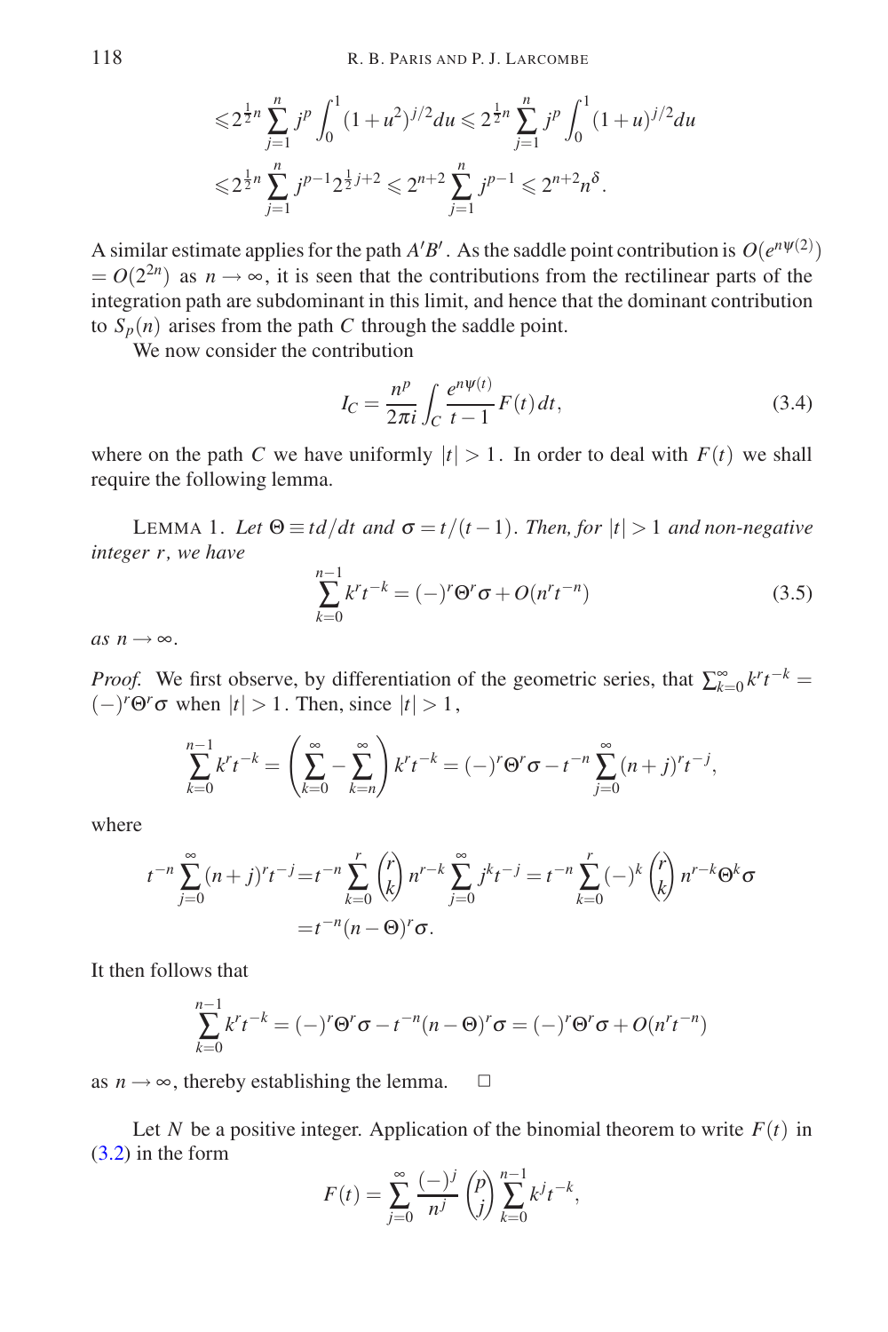$$
\begin{aligned}
&\leqslant 2^{\frac{1}{2}n} \sum_{j=1}^{n} j^p \int_0^1 (1+u^2)^{j/2} du \leqslant 2^{\frac{1}{2}n} \sum_{j=1}^{n} j^p \int_0^1 (1+u)^{j/2} du \\
&\leqslant 2^{\frac{1}{2}n} \sum_{j=1}^{n} j^{p-1} 2^{\frac{1}{2}j+2} \leqslant 2^{n+2} \sum_{j=1}^{n} j^{p-1} \leqslant 2^{n+2} n^{\delta}.
\end{aligned}
$$

A similar estimate applies for the path $A'B'$. As the saddle point contribution is $O(e^{n\psi(2)}) = O(2^{2n})$ as $n \to \infty$, it is seen that the contributions from the rectilinear parts of the integration path are subdominant in this limit, and hence that the dominant contribution to $S_p(n)$ arises from the path $C$ through the saddle point.

We now consider the contribution

$$
I_C = \frac{n^p}{2\pi i} \int_C \frac{e^{n\psi(t)}}{t-1} F(t)\, dt, \tag{3.4}
$$

where on the path $C$ we have uniformly $|t| > 1$. In order to deal with $F(t)$ we shall require the following lemma.

Lemma 1. *Let $\Theta \equiv t d/dt$ and $\sigma = t/(t-1)$. Then, for $|t| > 1$ and non-negative integer $r$, we have*

$$
\sum_{k=0}^{n-1} k^r t^{-k} = (-)^r \Theta^r \sigma + O(n^r t^{-n}) \tag{3.5}
$$

*as $n \to \infty$.*

*Proof.* We first observe, by differentiation of the geometric series, that $\sum_{k=0}^{\infty} k^r t^{-k} = (-)^r \Theta^r \sigma$ when $|t| > 1$. Then, since $|t| > 1$,

$$
\sum_{k=0}^{n-1} k^r t^{-k} = \left( \sum_{k=0}^{\infty} - \sum_{k=n}^{\infty} \right) k^r t^{-k} = (-)^r \Theta^r \sigma - t^{-n} \sum_{j=0}^{\infty} (n+j)^r t^{-j},
$$

where

$$
\begin{aligned}
t^{-n} \sum_{j=0}^{\infty} (n+j)^r t^{-j} &= t^{-n} \sum_{k=0}^{r} \binom{r}{k} n^{r-k} \sum_{j=0}^{\infty} j^k t^{-j} = t^{-n} \sum_{k=0}^{r} (-)^k \binom{r}{k} n^{r-k} \Theta^k \sigma \\
&= t^{-n} (n - \Theta)^r \sigma.
\end{aligned}
$$

It then follows that

$$
\sum_{k=0}^{n-1} k^r t^{-k} = (-)^r \Theta^r \sigma - t^{-n} (n-\Theta)^r \sigma = (-)^r \Theta^r \sigma + O(n^r t^{-n})
$$

as $n \to \infty$, thereby establishing the lemma. $\square$

Let $N$ be a positive integer. Application of the binomial theorem to write $F(t)$ in (3.2) in the form

$$
F(t) = \sum_{j=0}^{\infty} \frac{(-)^j}{n^j} \binom{p}{j} \sum_{k=0}^{n-1} k^j t^{-k},
$$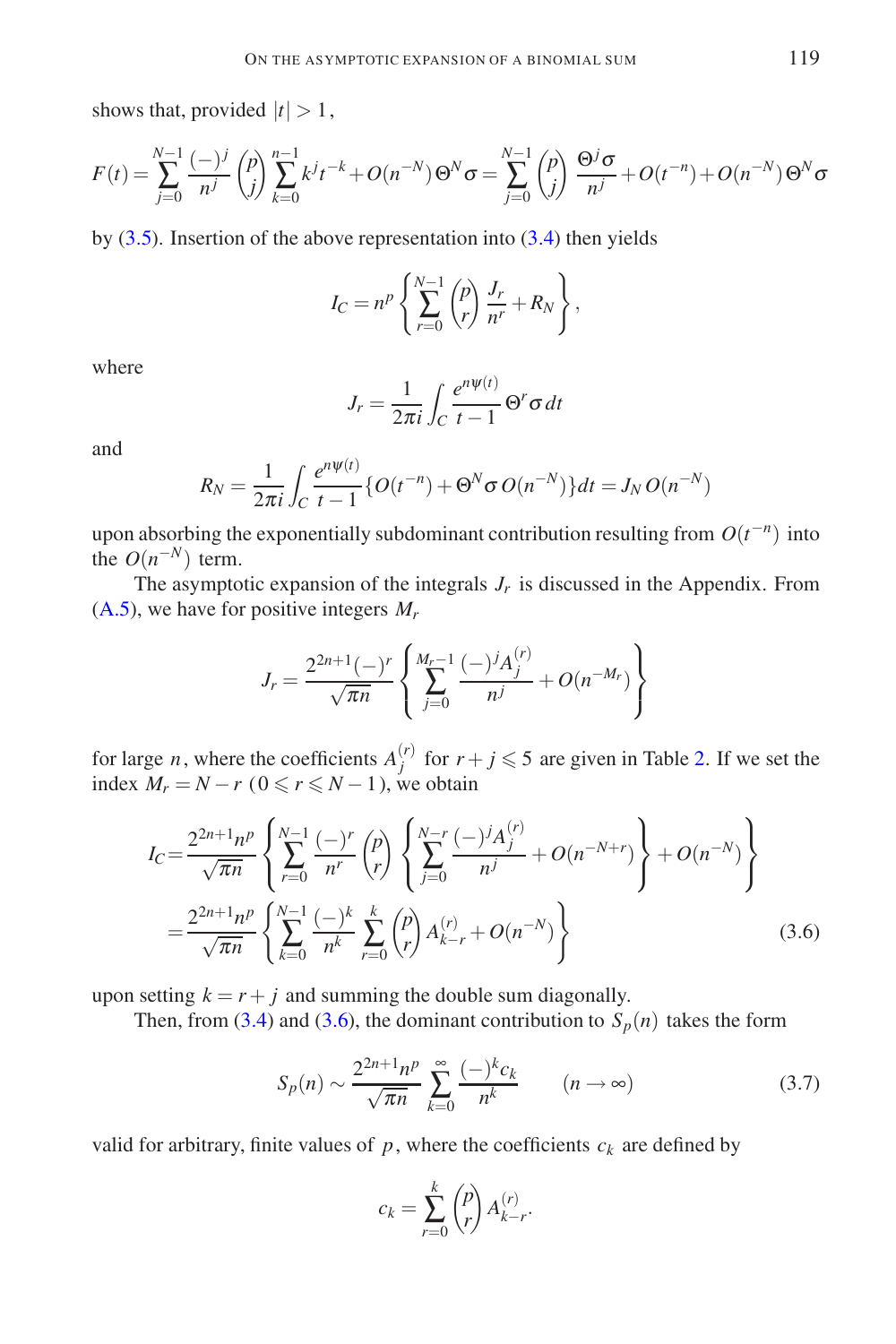shows that, provided $|t| > 1$,

$$F(t) = \sum_{j=0}^{N-1} \frac{(-)^j}{n^j} \binom{p}{j} \sum_{k=0}^{n-1} k^j t^{-k} + O(n^{-N})\,\Theta^N \sigma = \sum_{j=0}^{N-1} \binom{p}{j} \frac{\Theta^j \sigma}{n^j} + O(t^{-n}) + O(n^{-N})\,\Theta^N \sigma$$

by (3.5). Insertion of the above representation into (3.4) then yields

$$I_C = n^p \left\{ \sum_{r=0}^{N-1} \binom{p}{r} \frac{J_r}{n^r} + R_N \right\},$$

where

$$J_r = \frac{1}{2\pi i} \int_C \frac{e^{n\psi(t)}}{t-1} \Theta^r \sigma \, dt$$

and

$$R_N = \frac{1}{2\pi i} \int_C \frac{e^{n\psi(t)}}{t-1} \{O(t^{-n}) + \Theta^N \sigma \, O(n^{-N})\} dt = J_N \, O(n^{-N})$$

upon absorbing the exponentially subdominant contribution resulting from $O(t^{-n})$ into the $O(n^{-N})$ term.

The asymptotic expansion of the integrals $J_r$ is discussed in the Appendix. From (A.5), we have for positive integers $M_r$

$$J_r = \frac{2^{2n+1}(-)^r}{\sqrt{\pi n}} \left\{ \sum_{j=0}^{M_r-1} \frac{(-)^j A_j^{(r)}}{n^j} + O(n^{-M_r}) \right\}$$

for large $n$, where the coefficients $A_j^{(r)}$ for $r + j \leqslant 5$ are given in Table 2. If we set the index $M_r = N - r$ $(0 \leqslant r \leqslant N-1)$, we obtain

$$\begin{aligned} I_C &= \frac{2^{2n+1} n^p}{\sqrt{\pi n}} \left\{ \sum_{r=0}^{N-1} \frac{(-)^r}{n^r} \binom{p}{r} \left\{ \sum_{j=0}^{N-r} \frac{(-)^j A_j^{(r)}}{n^j} + O(n^{-N+r}) \right\} + O(n^{-N}) \right\} \\ &= \frac{2^{2n+1} n^p}{\sqrt{\pi n}} \left\{ \sum_{k=0}^{N-1} \frac{(-)^k}{n^k} \sum_{r=0}^{k} \binom{p}{r} A_{k-r}^{(r)} + O(n^{-N}) \right\} \end{aligned} \tag{3.6}$$

upon setting $k = r + j$ and summing the double sum diagonally.

Then, from (3.4) and (3.6), the dominant contribution to $S_p(n)$ takes the form

$$S_p(n) \sim \frac{2^{2n+1} n^p}{\sqrt{\pi n}} \sum_{k=0}^{\infty} \frac{(-)^k c_k}{n^k} \qquad (n \to \infty) \tag{3.7}$$

valid for arbitrary, finite values of $p$, where the coefficients $c_k$ are defined by

$$c_k = \sum_{r=0}^{k} \binom{p}{r} A_{k-r}^{(r)}.$$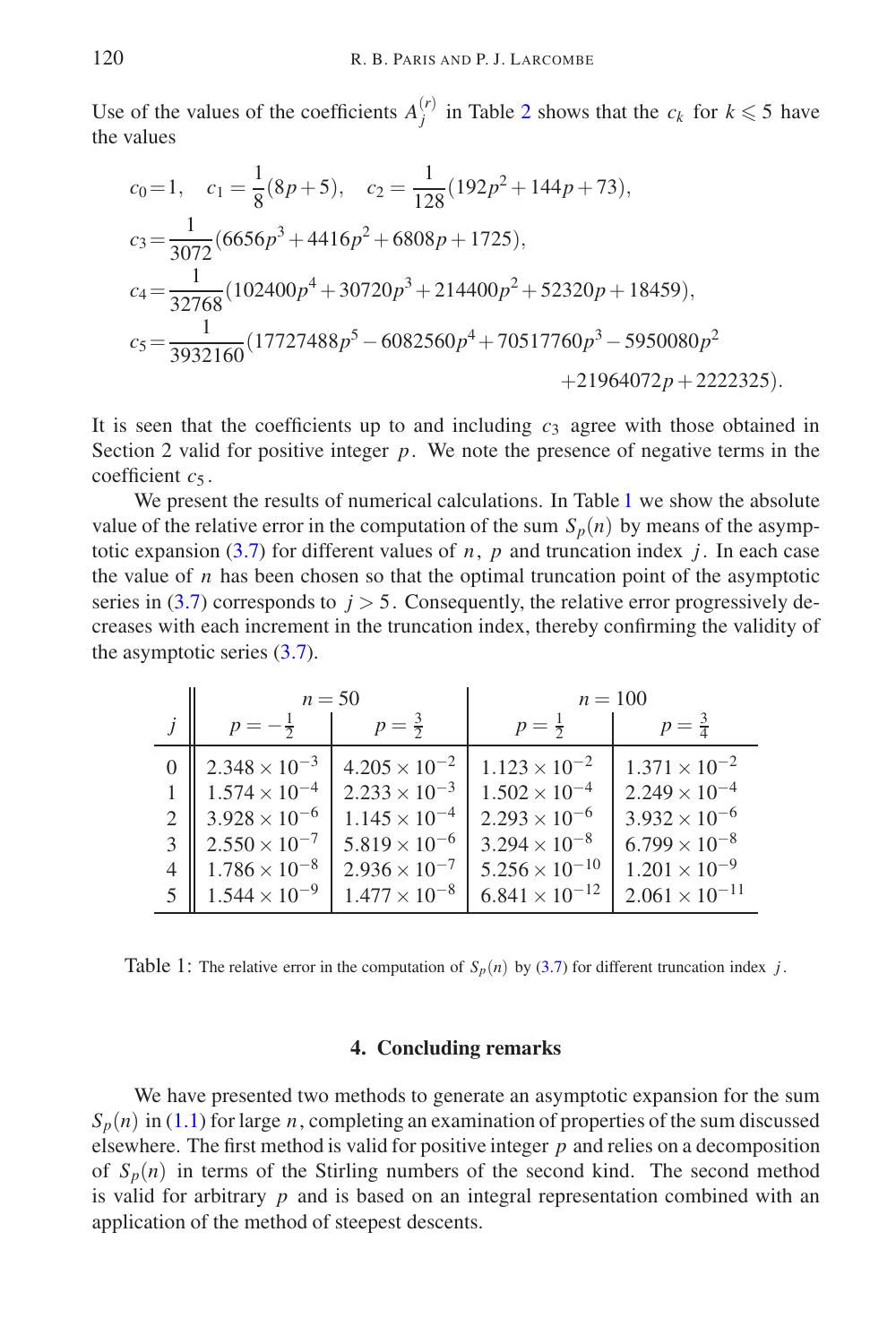Use of the values of the coefficients $A_j^{(r)}$ in Table 2 shows that the $c_k$ for $k \leqslant 5$ have the values

$$
\begin{aligned}
c_0 &= 1, \quad c_1 = \frac{1}{8}(8p+5), \quad c_2 = \frac{1}{128}(192p^2+144p+73), \\
c_3 &= \frac{1}{3072}(6656p^3+4416p^2+6808p+1725), \\
c_4 &= \frac{1}{32768}(102400p^4+30720p^3+214400p^2+52320p+18459), \\
c_5 &= \frac{1}{3932160}(17727488p^5-6082560p^4+70517760p^3-5950080p^2 \\
&\qquad\qquad +21964072p+2222325).
\end{aligned}
$$

It is seen that the coefficients up to and including $c_3$ agree with those obtained in Section 2 valid for positive integer $p$. We note the presence of negative terms in the coefficient $c_5$.

We present the results of numerical calculations. In Table 1 we show the absolute value of the relative error in the computation of the sum $S_p(n)$ by means of the asymptotic expansion (3.7) for different values of $n$, $p$ and truncation index $j$. In each case the value of $n$ has been chosen so that the optimal truncation point of the asymptotic series in (3.7) corresponds to $j > 5$. Consequently, the relative error progressively decreases with each increment in the truncation index, thereby confirming the validity of the asymptotic series (3.7).

| $j$ | $n=50$ | | $n=100$ | |
|---|---|---|---|---|
| | $p=-\frac{1}{2}$ | $p=\frac{3}{2}$ | $p=\frac{1}{2}$ | $p=\frac{3}{4}$ |
| 0 | $2.348\times10^{-3}$ | $4.205\times10^{-2}$ | $1.123\times10^{-2}$ | $1.371\times10^{-2}$ |
| 1 | $1.574\times10^{-4}$ | $2.233\times10^{-3}$ | $1.502\times10^{-4}$ | $2.249\times10^{-4}$ |
| 2 | $3.928\times10^{-6}$ | $1.145\times10^{-4}$ | $2.293\times10^{-6}$ | $3.932\times10^{-6}$ |
| 3 | $2.550\times10^{-7}$ | $5.819\times10^{-6}$ | $3.294\times10^{-8}$ | $6.799\times10^{-8}$ |
| 4 | $1.786\times10^{-8}$ | $2.936\times10^{-7}$ | $5.256\times10^{-10}$ | $1.201\times10^{-9}$ |
| 5 | $1.544\times10^{-9}$ | $1.477\times10^{-8}$ | $6.841\times10^{-12}$ | $2.061\times10^{-11}$ |

Table 1: The relative error in the computation of $S_p(n)$ by (3.7) for different truncation index $j$.

## 4. Concluding remarks

We have presented two methods to generate an asymptotic expansion for the sum $S_p(n)$ in (1.1) for large $n$, completing an examination of properties of the sum discussed elsewhere. The first method is valid for positive integer $p$ and relies on a decomposition of $S_p(n)$ in terms of the Stirling numbers of the second kind. The second method is valid for arbitrary $p$ and is based on an integral representation combined with an application of the method of steepest descents.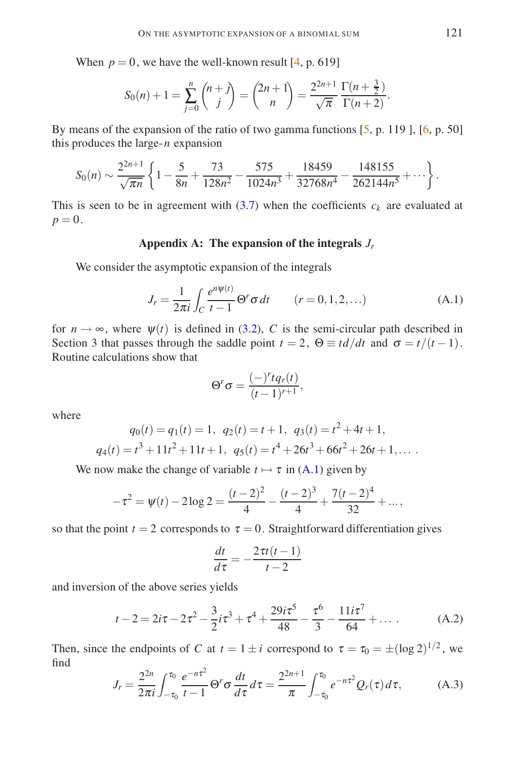When $p = 0$, we have the well-known result [4, p. 619]

$$S_0(n) + 1 = \sum_{j=0}^{n} \binom{n+j}{j} = \binom{2n+1}{n} = \frac{2^{2n+1}}{\sqrt{\pi}} \frac{\Gamma(n+\frac{3}{2})}{\Gamma(n+2)}.$$

By means of the expansion of the ratio of two gamma functions [5, p. 119 ], [6, p. 50] this produces the large-$n$ expansion

$$S_0(n) \sim \frac{2^{2n+1}}{\sqrt{\pi n}} \left\{ 1 - \frac{5}{8n} + \frac{73}{128n^2} - \frac{575}{1024n^3} + \frac{18459}{32768n^4} - \frac{148155}{262144n^5} + \cdots \right\}.$$

This is seen to be in agreement with (3.7) when the coefficients $c_k$ are evaluated at $p = 0$.

## Appendix A: The expansion of the integrals $J_r$

We consider the asymptotic expansion of the integrals

$$J_r = \frac{1}{2\pi i} \int_C \frac{e^{n\psi(t)}}{t-1} \Theta^r \sigma \, dt \qquad (r = 0, 1, 2, \ldots) \tag{A.1}$$

for $n \to \infty$, where $\psi(t)$ is defined in (3.2), $C$ is the semi-circular path described in Section 3 that passes through the saddle point $t = 2$, $\Theta \equiv t d/dt$ and $\sigma = t/(t-1)$. Routine calculations show that

$$\Theta^r \sigma = \frac{(-)^r t q_r(t)}{(t-1)^{r+1}},$$

where

$$q_0(t) = q_1(t) = 1, \;\; q_2(t) = t+1, \;\; q_3(t) = t^2 + 4t + 1,$$

$$q_4(t) = t^3 + 11t^2 + 11t + 1, \;\; q_5(t) = t^4 + 26t^3 + 66t^2 + 26t + 1, \ldots .$$

We now make the change of variable $t \mapsto \tau$ in (A.1) given by

$$-\tau^2 = \psi(t) - 2\log 2 = \frac{(t-2)^2}{4} - \frac{(t-2)^3}{4} + \frac{7(t-2)^4}{32} + \ldots,$$

so that the point $t = 2$ corresponds to $\tau = 0$. Straightforward differentiation gives

$$\frac{dt}{d\tau} = -\frac{2\tau t(t-1)}{t-2}$$

and inversion of the above series yields

$$t - 2 = 2i\tau - 2\tau^2 - \frac{3}{2} i\tau^3 + \tau^4 + \frac{29i\tau^5}{48} - \frac{\tau^6}{3} - \frac{11i\tau^7}{64} + \ldots . \tag{A.2}$$

Then, since the endpoints of $C$ at $t = 1 \pm i$ correspond to $\tau = \tau_0 = \pm(\log 2)^{1/2}$, we find

$$J_r = \frac{2^{2n}}{2\pi i} \int_{-\tau_0}^{\tau_0} \frac{e^{-n\tau^2}}{t-1} \Theta^r \sigma \frac{dt}{d\tau} d\tau = \frac{2^{2n+1}}{\pi} \int_{-\tau_0}^{\tau_0} e^{-n\tau^2} Q_r(\tau) \, d\tau, \tag{A.3}$$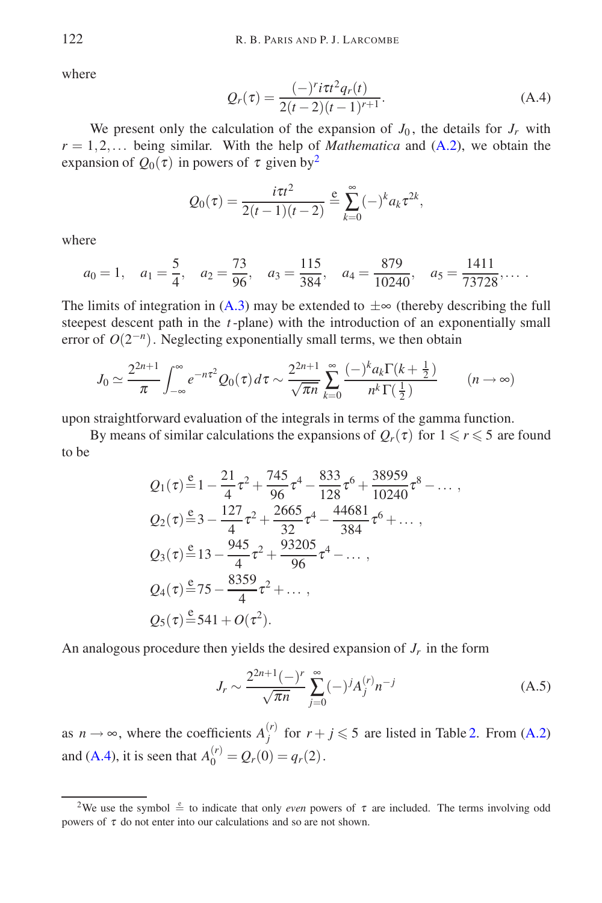where

$$Q_r(\tau) = \frac{(-)^r i\tau t^2 q_r(t)}{2(t-2)(t-1)^{r+1}}. \tag{A.4}$$

We present only the calculation of the expansion of $J_0$, the details for $J_r$ with $r = 1, 2, \ldots$ being similar. With the help of *Mathematica* and (A.2), we obtain the expansion of $Q_0(\tau)$ in powers of $\tau$ given by[2]

$$Q_0(\tau) = \frac{i\tau t^2}{2(t-1)(t-2)} \stackrel{e}{=} \sum_{k=0}^{\infty} (-)^k a_k \tau^{2k},$$

where

$$a_0 = 1, \quad a_1 = \frac{5}{4}, \quad a_2 = \frac{73}{96}, \quad a_3 = \frac{115}{384}, \quad a_4 = \frac{879}{10240}, \quad a_5 = \frac{1411}{73728}, \ldots .$$

The limits of integration in (A.3) may be extended to $\pm\infty$ (thereby describing the full steepest descent path in the $t$-plane) with the introduction of an exponentially small error of $O(2^{-n})$. Neglecting exponentially small terms, we then obtain

$$J_0 \simeq \frac{2^{2n+1}}{\pi} \int_{-\infty}^{\infty} e^{-n\tau^2} Q_0(\tau)\, d\tau \sim \frac{2^{2n+1}}{\sqrt{\pi n}} \sum_{k=0}^{\infty} \frac{(-)^k a_k \Gamma(k+\frac{1}{2})}{n^k \Gamma(\frac{1}{2})} \qquad (n \to \infty)$$

upon straightforward evaluation of the integrals in terms of the gamma function.

By means of similar calculations the expansions of $Q_r(\tau)$ for $1 \leqslant r \leqslant 5$ are found to be

$$\begin{aligned}
Q_1(\tau) &\stackrel{e}{=} 1 - \frac{21}{4}\tau^2 + \frac{745}{96}\tau^4 - \frac{833}{128}\tau^6 + \frac{38959}{10240}\tau^8 - \ldots, \\
Q_2(\tau) &\stackrel{e}{=} 3 - \frac{127}{4}\tau^2 + \frac{2665}{32}\tau^4 - \frac{44681}{384}\tau^6 + \ldots, \\
Q_3(\tau) &\stackrel{e}{=} 13 - \frac{945}{4}\tau^2 + \frac{93205}{96}\tau^4 - \ldots, \\
Q_4(\tau) &\stackrel{e}{=} 75 - \frac{8359}{4}\tau^2 + \ldots, \\
Q_5(\tau) &\stackrel{e}{=} 541 + O(\tau^2).
\end{aligned}$$

An analogous procedure then yields the desired expansion of $J_r$ in the form

$$J_r \sim \frac{2^{2n+1}(-)^r}{\sqrt{\pi n}} \sum_{j=0}^{\infty} (-)^j A_j^{(r)} n^{-j} \tag{A.5}$$

as $n \to \infty$, where the coefficients $A_j^{(r)}$ for $r + j \leqslant 5$ are listed in Table 2. From (A.2) and (A.4), it is seen that $A_0^{(r)} = Q_r(0) = q_r(2)$.

---

[2] We use the symbol $\stackrel{e}{=}$ to indicate that only *even* powers of $\tau$ are included. The terms involving odd powers of $\tau$ do not enter into our calculations and so are not shown.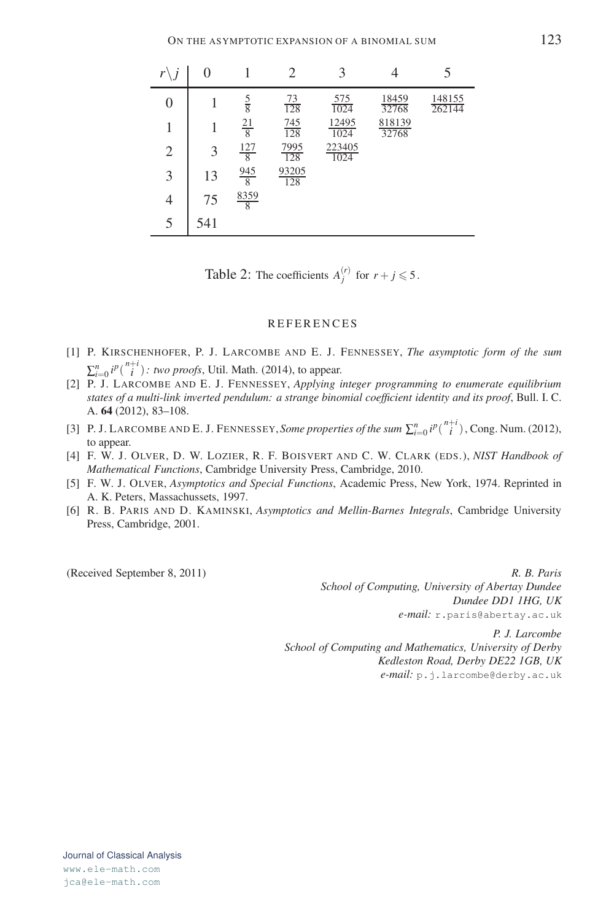| $r \backslash j$ | 0 | 1 | 2 | 3 | 4 | 5 |
|---|---|---|---|---|---|---|
| 0 | 1 | $\frac{5}{8}$ | $\frac{73}{128}$ | $\frac{575}{1024}$ | $\frac{18459}{32768}$ | $\frac{148155}{262144}$ |
| 1 | 1 | $\frac{21}{8}$ | $\frac{745}{128}$ | $\frac{12495}{1024}$ | $\frac{818139}{32768}$ | |
| 2 | 3 | $\frac{127}{8}$ | $\frac{7995}{128}$ | $\frac{223405}{1024}$ | | |
| 3 | 13 | $\frac{945}{8}$ | $\frac{93205}{128}$ | | | |
| 4 | 75 | $\frac{8359}{8}$ | | | | |
| 5 | 541 | | | | | |

Table 2: The coefficients $A_j^{(r)}$ for $r + j \leqslant 5$.

## REFERENCES

[1] P. Kirschenhofer, P. J. Larcombe and E. J. Fennessey, *The asymptotic form of the sum $\sum_{i=0}^{n} i^p \binom{n+i}{i}$: two proofs*, Util. Math. (2014), to appear.

[2] P. J. Larcombe and E. J. Fennessey, *Applying integer programming to enumerate equilibrium states of a multi-link inverted pendulum: a strange binomial coefficient identity and its proof*, Bull. I. C. A. **64** (2012), 83–108.

[3] P. J. Larcombe and E. J. Fennessey, *Some properties of the sum $\sum_{i=0}^{n} i^p \binom{n+i}{i}$*, Cong. Num. (2012), to appear.

[4] F. W. J. Olver, D. W. Lozier, R. F. Boisvert and C. W. Clark (eds.), *NIST Handbook of Mathematical Functions*, Cambridge University Press, Cambridge, 2010.

[5] F. W. J. Olver, *Asymptotics and Special Functions*, Academic Press, New York, 1974. Reprinted in A. K. Peters, Massachussets, 1997.

[6] R. B. Paris and D. Kaminski, *Asymptotics and Mellin-Barnes Integrals*, Cambridge University Press, Cambridge, 2001.

(Received September 8, 2011)

*R. B. Paris*
*School of Computing, University of Abertay Dundee*
*Dundee DD1 1HG, UK*
*e-mail:* r.paris@abertay.ac.uk

*P. J. Larcombe*
*School of Computing and Mathematics, University of Derby*
*Kedleston Road, Derby DE22 1GB, UK*
*e-mail:* p.j.larcombe@derby.ac.uk